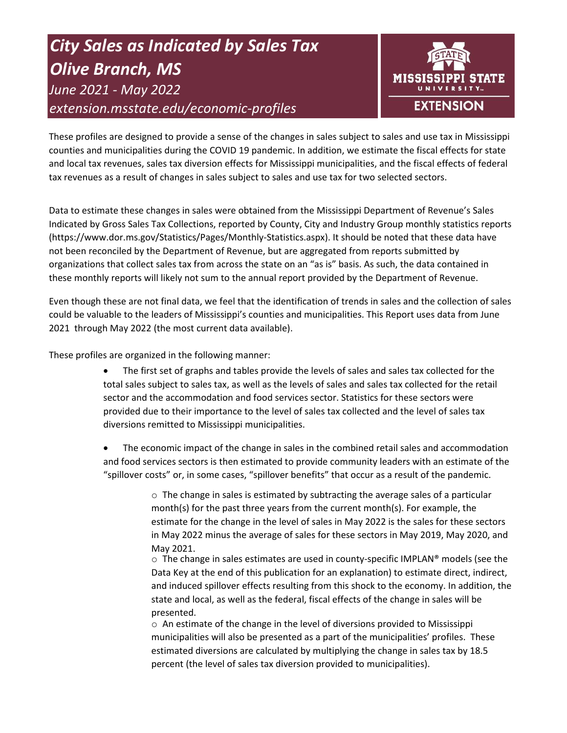# *City Sales as Indicated by Sales Tax*
# *Olive Branch, MS*

*June 2021 - May 2022*

*extension.msstate.edu/economic-profiles*

MISSISSIPPI STATE UNIVERSITY EXTENSION

These profiles are designed to provide a sense of the changes in sales subject to sales and use tax in Mississippi counties and municipalities during the COVID 19 pandemic. In addition, we estimate the fiscal effects for state and local tax revenues, sales tax diversion effects for Mississippi municipalities, and the fiscal effects of federal tax revenues as a result of changes in sales subject to sales and use tax for two selected sectors.

Data to estimate these changes in sales were obtained from the Mississippi Department of Revenue's Sales Indicated by Gross Sales Tax Collections, reported by County, City and Industry Group monthly statistics reports (https://www.dor.ms.gov/Statistics/Pages/Monthly-Statistics.aspx). It should be noted that these data have not been reconciled by the Department of Revenue, but are aggregated from reports submitted by organizations that collect sales tax from across the state on an "as is" basis. As such, the data contained in these monthly reports will likely not sum to the annual report provided by the Department of Revenue.

Even though these are not final data, we feel that the identification of trends in sales and the collection of sales could be valuable to the leaders of Mississippi's counties and municipalities. This Report uses data from June 2021 through May 2022 (the most current data available).

These profiles are organized in the following manner:

- The first set of graphs and tables provide the levels of sales and sales tax collected for the total sales subject to sales tax, as well as the levels of sales and sales tax collected for the retail sector and the accommodation and food services sector. Statistics for these sectors were provided due to their importance to the level of sales tax collected and the level of sales tax diversions remitted to Mississippi municipalities.

- The economic impact of the change in sales in the combined retail sales and accommodation and food services sectors is then estimated to provide community leaders with an estimate of the "spillover costs" or, in some cases, "spillover benefits" that occur as a result of the pandemic.
  - The change in sales is estimated by subtracting the average sales of a particular month(s) for the past three years from the current month(s). For example, the estimate for the change in the level of sales in May 2022 is the sales for these sectors in May 2022 minus the average of sales for these sectors in May 2019, May 2020, and May 2021.
  - The change in sales estimates are used in county-specific IMPLAN® models (see the Data Key at the end of this publication for an explanation) to estimate direct, indirect, and induced spillover effects resulting from this shock to the economy. In addition, the state and local, as well as the federal, fiscal effects of the change in sales will be presented.
  - An estimate of the change in the level of diversions provided to Mississippi municipalities will also be presented as a part of the municipalities' profiles. These estimated diversions are calculated by multiplying the change in sales tax by 18.5 percent (the level of sales tax diversion provided to municipalities).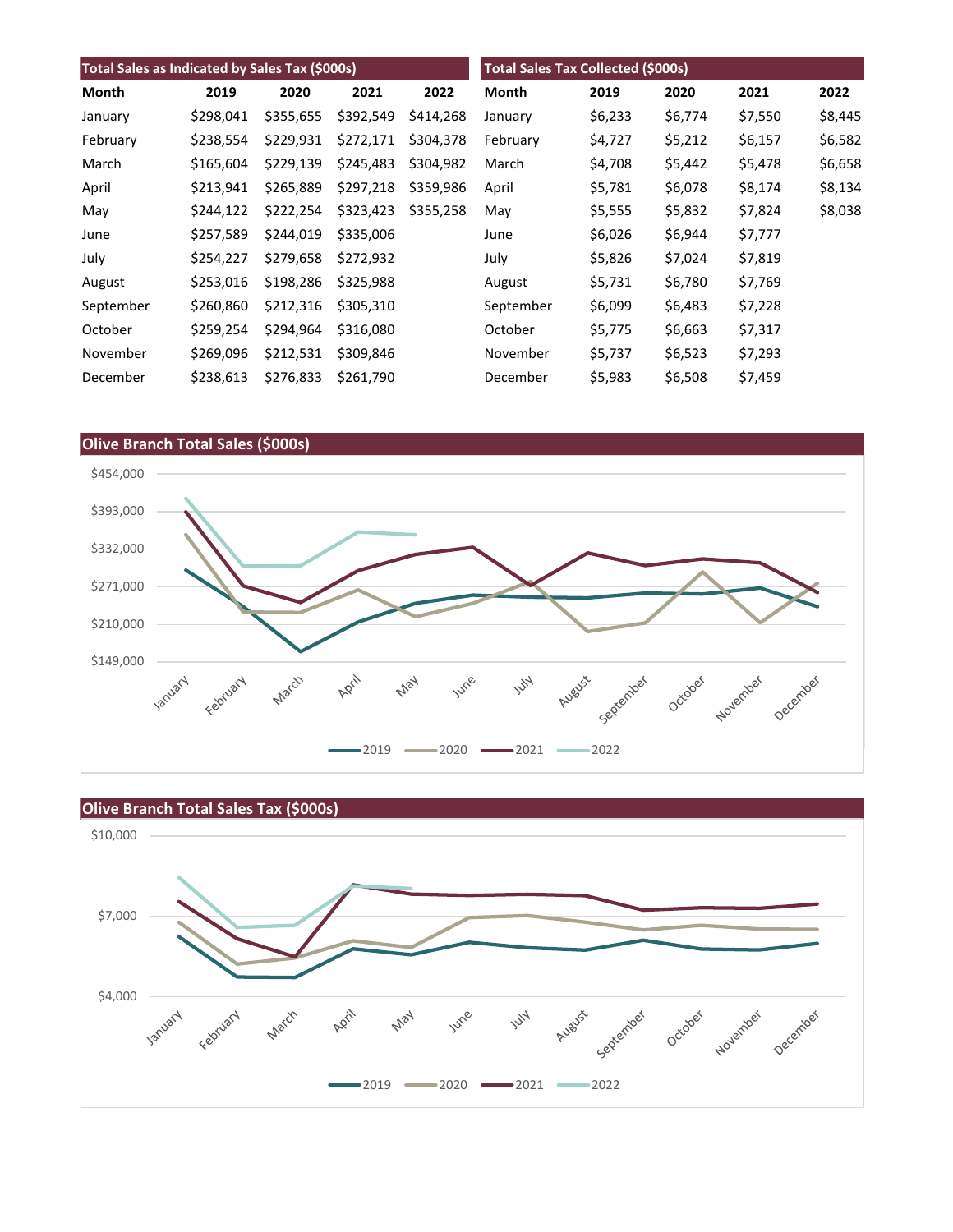| Total Sales as Indicated by Sales Tax ($000s) | | | | |
|---|---|---|---|---|
| Month | 2019 | 2020 | 2021 | 2022 |
| January | $298,041 | $355,655 | $392,549 | $414,268 |
| February | $238,554 | $229,931 | $272,171 | $304,378 |
| March | $165,604 | $229,139 | $245,483 | $304,982 |
| April | $213,941 | $265,889 | $297,218 | $359,986 |
| May | $244,122 | $222,254 | $323,423 | $355,258 |
| June | $257,589 | $244,019 | $335,006 | |
| July | $254,227 | $279,658 | $272,932 | |
| August | $253,016 | $198,286 | $325,988 | |
| September | $260,860 | $212,316 | $305,310 | |
| October | $259,254 | $294,964 | $316,080 | |
| November | $269,096 | $212,531 | $309,846 | |
| December | $238,613 | $276,833 | $261,790 | |

| Total Sales Tax Collected ($000s) | | | | |
|---|---|---|---|---|
| Month | 2019 | 2020 | 2021 | 2022 |
| January | $6,233 | $6,774 | $7,550 | $8,445 |
| February | $4,727 | $5,212 | $6,157 | $6,582 |
| March | $4,708 | $5,442 | $5,478 | $6,658 |
| April | $5,781 | $6,078 | $8,174 | $8,134 |
| May | $5,555 | $5,832 | $7,824 | $8,038 |
| June | $6,026 | $6,944 | $7,777 | |
| July | $5,826 | $7,024 | $7,819 | |
| August | $5,731 | $6,780 | $7,769 | |
| September | $6,099 | $6,483 | $7,228 | |
| October | $5,775 | $6,663 | $7,317 | |
| November | $5,737 | $6,523 | $7,293 | |
| December | $5,983 | $6,508 | $7,459 | |

## Olive Branch Total Sales ($000s)

## Olive Branch Total Sales Tax ($000s)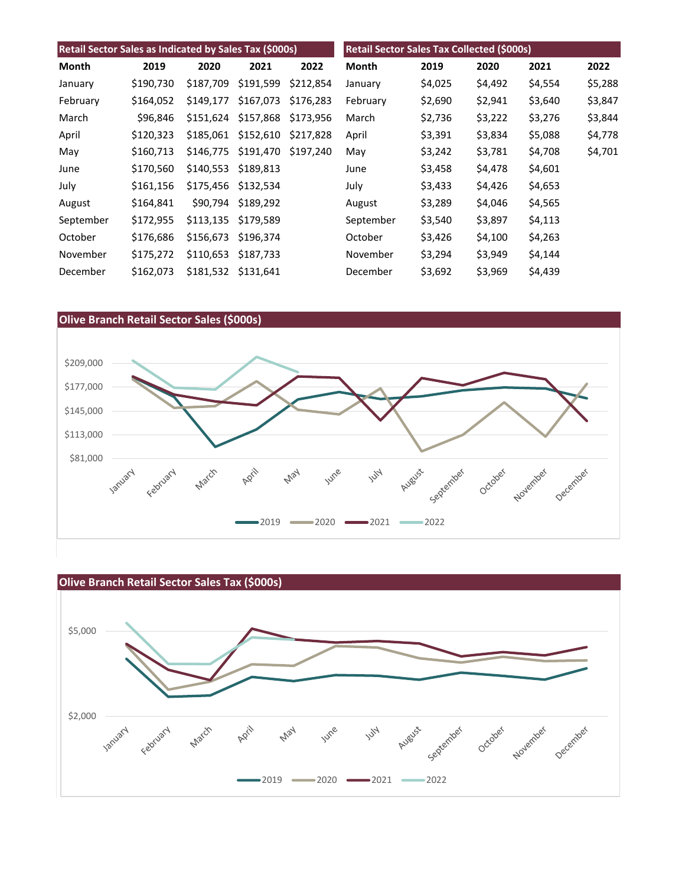## Retail Sector Sales as Indicated by Sales Tax ($000s)

| Month | 2019 | 2020 | 2021 | 2022 |
|---|---|---|---|---|
| January | $190,730 | $187,709 | $191,599 | $212,854 |
| February | $164,052 | $149,177 | $167,073 | $176,283 |
| March | $96,846 | $151,624 | $157,868 | $173,956 |
| April | $120,323 | $185,061 | $152,610 | $217,828 |
| May | $160,713 | $146,775 | $191,470 | $197,240 |
| June | $170,560 | $140,553 | $189,813 | |
| July | $161,156 | $175,456 | $132,534 | |
| August | $164,841 | $90,794 | $189,292 | |
| September | $172,955 | $113,135 | $179,589 | |
| October | $176,686 | $156,673 | $196,374 | |
| November | $175,272 | $110,653 | $187,733 | |
| December | $162,073 | $181,532 | $131,641 | |

## Retail Sector Sales Tax Collected ($000s)

| Month | 2019 | 2020 | 2021 | 2022 |
|---|---|---|---|---|
| January | $4,025 | $4,492 | $4,554 | $5,288 |
| February | $2,690 | $2,941 | $3,640 | $3,847 |
| March | $2,736 | $3,222 | $3,276 | $3,844 |
| April | $3,391 | $3,834 | $5,088 | $4,778 |
| May | $3,242 | $3,781 | $4,708 | $4,701 |
| June | $3,458 | $4,478 | $4,601 | |
| July | $3,433 | $4,426 | $4,653 | |
| August | $3,289 | $4,046 | $4,565 | |
| September | $3,540 | $3,897 | $4,113 | |
| October | $3,426 | $4,100 | $4,263 | |
| November | $3,294 | $3,949 | $4,144 | |
| December | $3,692 | $3,969 | $4,439 | |

## Olive Branch Retail Sector Sales ($000s)

## Olive Branch Retail Sector Sales Tax ($000s)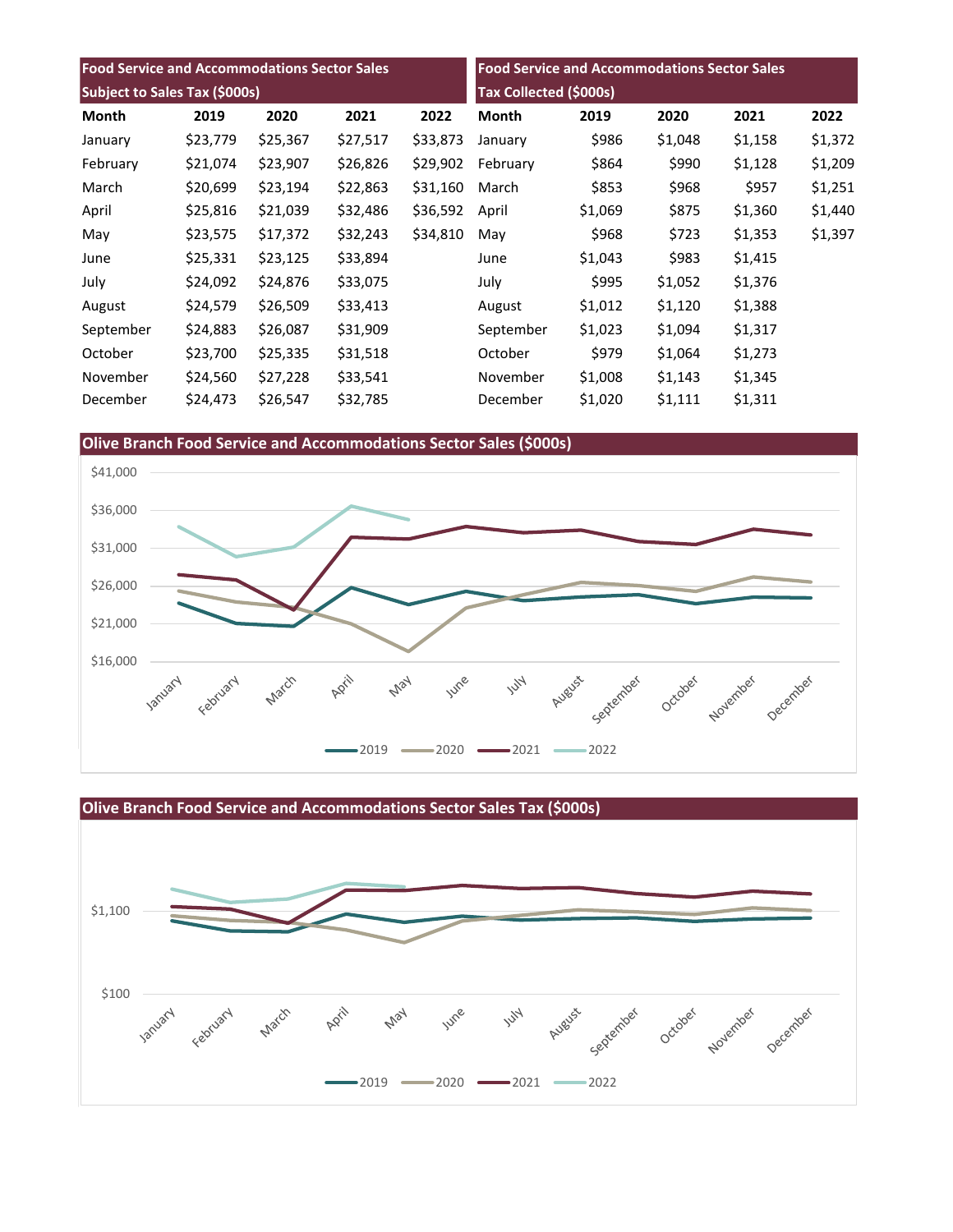| Food Service and Accommodations Sector Sales Subject to Sales Tax ($000s) | | | | |
|---|---|---|---|---|
| Month | 2019 | 2020 | 2021 | 2022 |
| January | $23,779 | $25,367 | $27,517 | $33,873 |
| February | $21,074 | $23,907 | $26,826 | $29,902 |
| March | $20,699 | $23,194 | $22,863 | $31,160 |
| April | $25,816 | $21,039 | $32,486 | $36,592 |
| May | $23,575 | $17,372 | $32,243 | $34,810 |
| June | $25,331 | $23,125 | $33,894 | |
| July | $24,092 | $24,876 | $33,075 | |
| August | $24,579 | $26,509 | $33,413 | |
| September | $24,883 | $26,087 | $31,909 | |
| October | $23,700 | $25,335 | $31,518 | |
| November | $24,560 | $27,228 | $33,541 | |
| December | $24,473 | $26,547 | $32,785 | |

| Food Service and Accommodations Sector Sales Tax Collected ($000s) | | | | |
|---|---|---|---|---|
| Month | 2019 | 2020 | 2021 | 2022 |
| January | $986 | $1,048 | $1,158 | $1,372 |
| February | $864 | $990 | $1,128 | $1,209 |
| March | $853 | $968 | $957 | $1,251 |
| April | $1,069 | $875 | $1,360 | $1,440 |
| May | $968 | $723 | $1,353 | $1,397 |
| June | $1,043 | $983 | $1,415 | |
| July | $995 | $1,052 | $1,376 | |
| August | $1,012 | $1,120 | $1,388 | |
| September | $1,023 | $1,094 | $1,317 | |
| October | $979 | $1,064 | $1,273 | |
| November | $1,008 | $1,143 | $1,345 | |
| December | $1,020 | $1,111 | $1,311 | |

## Olive Branch Food Service and Accommodations Sector Sales ($000s)

## Olive Branch Food Service and Accommodations Sector Sales Tax ($000s)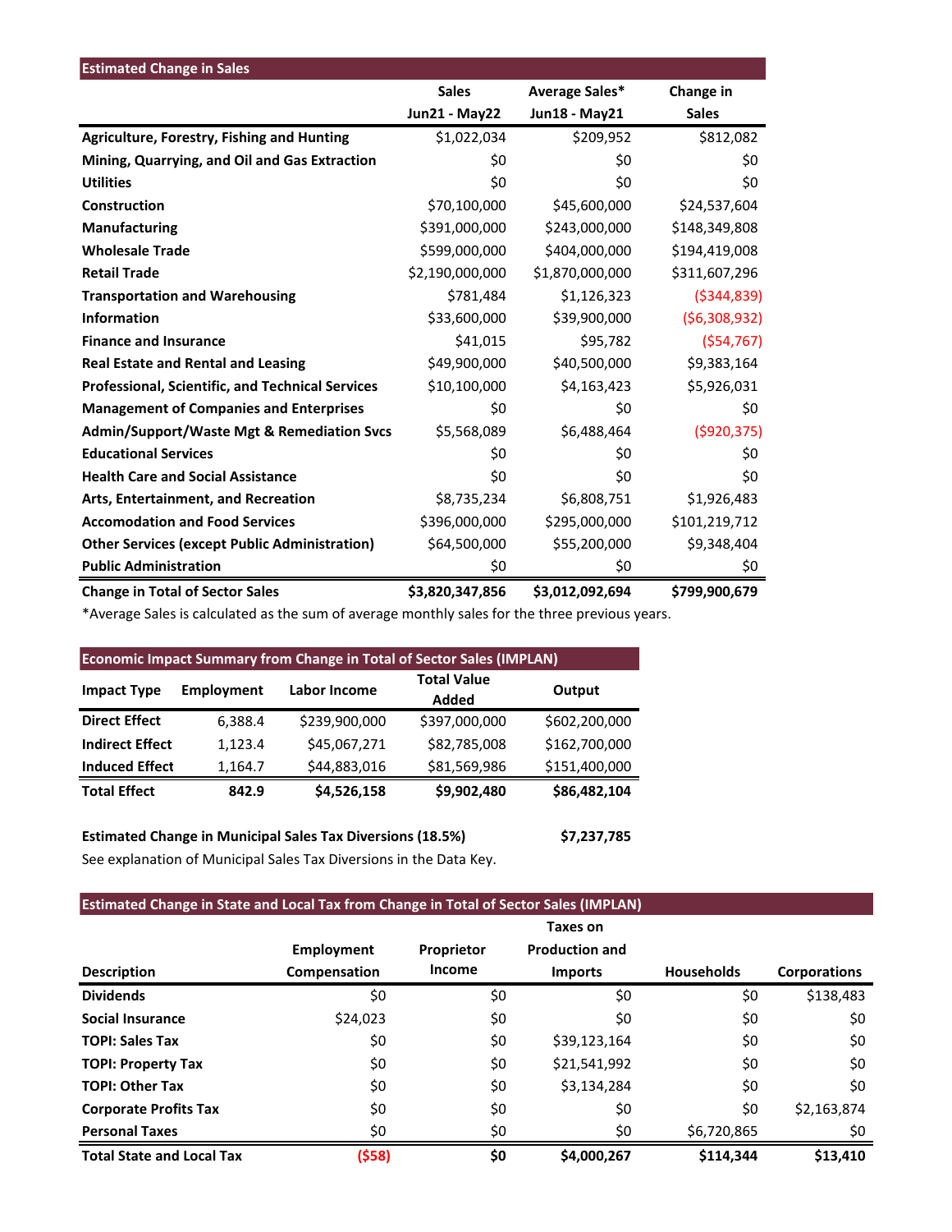## Estimated Change in Sales

| | Sales Jun21 - May22 | Average Sales* Jun18 - May21 | Change in Sales |
|---|---|---|---|
| **Agriculture, Forestry, Fishing and Hunting** | $1,022,034 | $209,952 | $812,082 |
| **Mining, Quarrying, and Oil and Gas Extraction** | $0 | $0 | $0 |
| **Utilities** | $0 | $0 | $0 |
| **Construction** | $70,100,000 | $45,600,000 | $24,537,604 |
| **Manufacturing** | $391,000,000 | $243,000,000 | $148,349,808 |
| **Wholesale Trade** | $599,000,000 | $404,000,000 | $194,419,008 |
| **Retail Trade** | $2,190,000,000 | $1,870,000,000 | $311,607,296 |
| **Transportation and Warehousing** | $781,484 | $1,126,323 | ($344,839) |
| **Information** | $33,600,000 | $39,900,000 | ($6,308,932) |
| **Finance and Insurance** | $41,015 | $95,782 | ($54,767) |
| **Real Estate and Rental and Leasing** | $49,900,000 | $40,500,000 | $9,383,164 |
| **Professional, Scientific, and Technical Services** | $10,100,000 | $4,163,423 | $5,926,031 |
| **Management of Companies and Enterprises** | $0 | $0 | $0 |
| **Admin/Support/Waste Mgt & Remediation Svcs** | $5,568,089 | $6,488,464 | ($920,375) |
| **Educational Services** | $0 | $0 | $0 |
| **Health Care and Social Assistance** | $0 | $0 | $0 |
| **Arts, Entertainment, and Recreation** | $8,735,234 | $6,808,751 | $1,926,483 |
| **Accomodation and Food Services** | $396,000,000 | $295,000,000 | $101,219,712 |
| **Other Services (except Public Administration)** | $64,500,000 | $55,200,000 | $9,348,404 |
| **Public Administration** | $0 | $0 | $0 |
| **Change in Total of Sector Sales** | **$3,820,347,856** | **$3,012,092,694** | **$799,900,679** |

*Average Sales is calculated as the sum of average monthly sales for the three previous years.

## Economic Impact Summary from Change in Total of Sector Sales (IMPLAN)

| Impact Type | Employment | Labor Income | Total Value Added | Output |
|---|---|---|---|---|
| **Direct Effect** | 6,388.4 | $239,900,000 | $397,000,000 | $602,200,000 |
| **Indirect Effect** | 1,123.4 | $45,067,271 | $82,785,008 | $162,700,000 |
| **Induced Effect** | 1,164.7 | $44,883,016 | $81,569,986 | $151,400,000 |
| **Total Effect** | **842.9** | **$4,526,158** | **$9,902,480** | **$86,482,104** |

**Estimated Change in Municipal Sales Tax Diversions (18.5%)** **$7,237,785**

See explanation of Municipal Sales Tax Diversions in the Data Key.

## Estimated Change in State and Local Tax from Change in Total of Sector Sales (IMPLAN)

| Description | Employment Compensation | Proprietor Income | Taxes on Production and Imports | Households | Corporations |
|---|---|---|---|---|---|
| **Dividends** | $0 | $0 | $0 | $0 | $138,483 |
| **Social Insurance** | $24,023 | $0 | $0 | $0 | $0 |
| **TOPI: Sales Tax** | $0 | $0 | $39,123,164 | $0 | $0 |
| **TOPI: Property Tax** | $0 | $0 | $21,541,992 | $0 | $0 |
| **TOPI: Other Tax** | $0 | $0 | $3,134,284 | $0 | $0 |
| **Corporate Profits Tax** | $0 | $0 | $0 | $0 | $2,163,874 |
| **Personal Taxes** | $0 | $0 | $0 | $6,720,865 | $0 |
| **Total State and Local Tax** | **($58)** | **$0** | **$4,000,267** | **$114,344** | **$13,410** |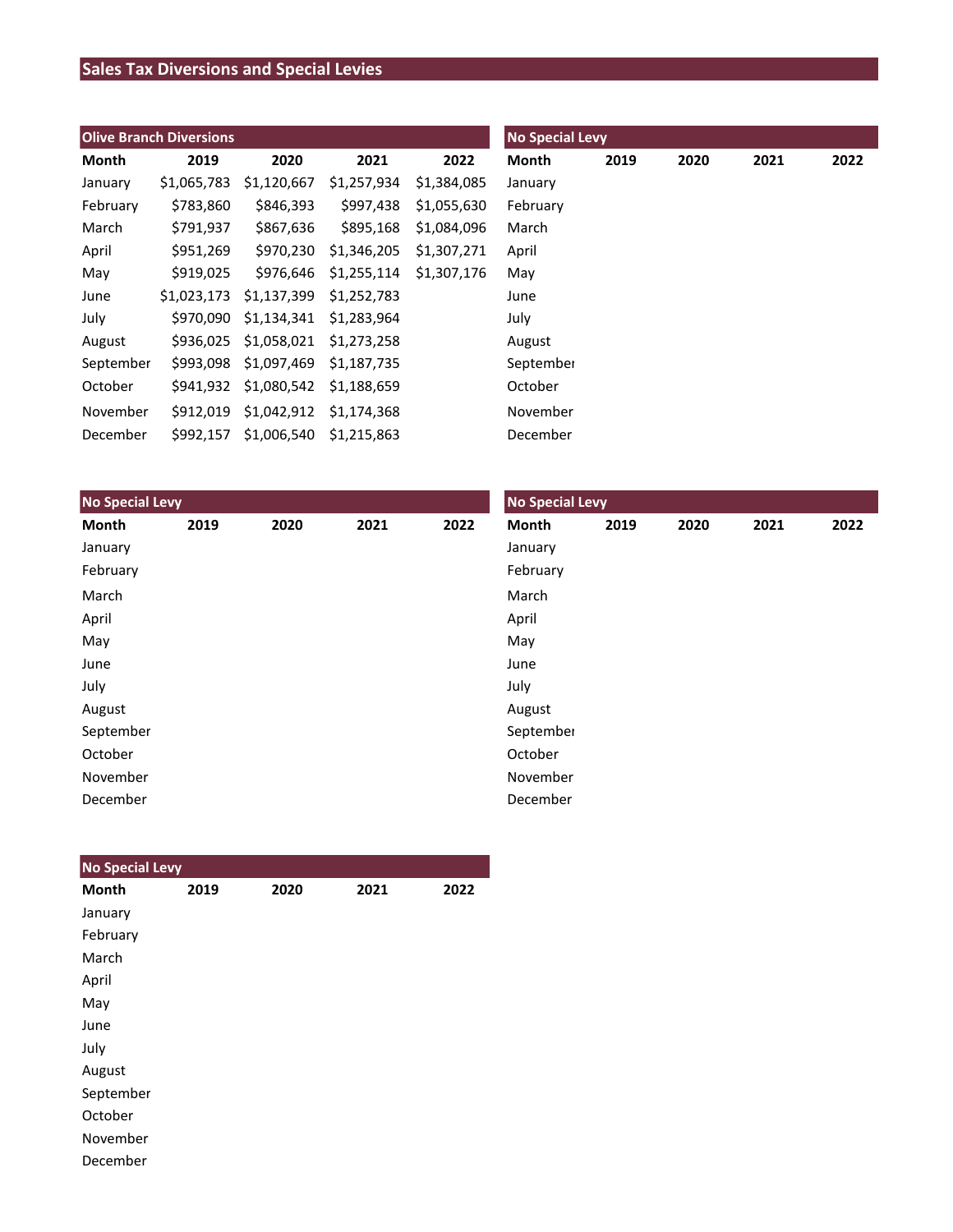# Sales Tax Diversions and Special Levies

## Olive Branch Diversions

| Month | 2019 | 2020 | 2021 | 2022 |
|---|---|---|---|---|
| January | $1,065,783 | $1,120,667 | $1,257,934 | $1,384,085 |
| February | $783,860 | $846,393 | $997,438 | $1,055,630 |
| March | $791,937 | $867,636 | $895,168 | $1,084,096 |
| April | $951,269 | $970,230 | $1,346,205 | $1,307,271 |
| May | $919,025 | $976,646 | $1,255,114 | $1,307,176 |
| June | $1,023,173 | $1,137,399 | $1,252,783 | |
| July | $970,090 | $1,134,341 | $1,283,964 | |
| August | $936,025 | $1,058,021 | $1,273,258 | |
| September | $993,098 | $1,097,469 | $1,187,735 | |
| October | $941,932 | $1,080,542 | $1,188,659 | |
| November | $912,019 | $1,042,912 | $1,174,368 | |
| December | $992,157 | $1,006,540 | $1,215,863 | |

## No Special Levy

| Month | 2019 | 2020 | 2021 | 2022 |
|---|---|---|---|---|
| January | | | | |
| February | | | | |
| March | | | | |
| April | | | | |
| May | | | | |
| June | | | | |
| July | | | | |
| August | | | | |
| September | | | | |
| October | | | | |
| November | | | | |
| December | | | | |

## No Special Levy

| Month | 2019 | 2020 | 2021 | 2022 |
|---|---|---|---|---|
| January | | | | |
| February | | | | |
| March | | | | |
| April | | | | |
| May | | | | |
| June | | | | |
| July | | | | |
| August | | | | |
| September | | | | |
| October | | | | |
| November | | | | |
| December | | | | |

## No Special Levy

| Month | 2019 | 2020 | 2021 | 2022 |
|---|---|---|---|---|
| January | | | | |
| February | | | | |
| March | | | | |
| April | | | | |
| May | | | | |
| June | | | | |
| July | | | | |
| August | | | | |
| September | | | | |
| October | | | | |
| November | | | | |
| December | | | | |

## No Special Levy

| Month | 2019 | 2020 | 2021 | 2022 |
|---|---|---|---|---|
| January | | | | |
| February | | | | |
| March | | | | |
| April | | | | |
| May | | | | |
| June | | | | |
| July | | | | |
| August | | | | |
| September | | | | |
| October | | | | |
| November | | | | |
| December | | | | |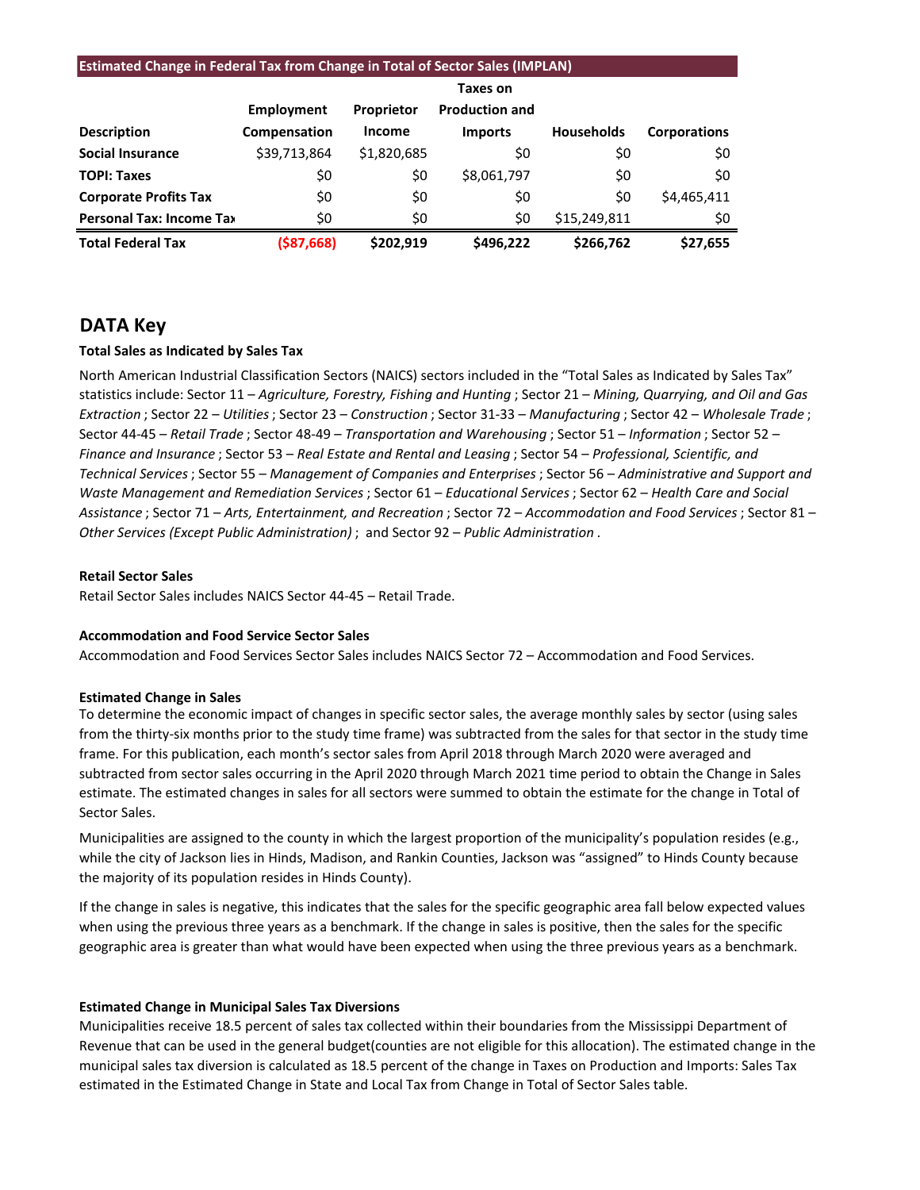| Estimated Change in Federal Tax from Change in Total of Sector Sales (IMPLAN) | | | | | |
|---|---|---|---|---|---|
| Description | Employment Compensation | Proprietor Income | Taxes on Production and Imports | Households | Corporations |
| Social Insurance | $39,713,864 | $1,820,685 | $0 | $0 | $0 |
| TOPI: Taxes | $0 | $0 | $8,061,797 | $0 | $0 |
| Corporate Profits Tax | $0 | $0 | $0 | $0 | $4,465,411 |
| Personal Tax: Income Tax | $0 | $0 | $0 | $15,249,811 | $0 |
| **Total Federal Tax** | **($87,668)** | **$202,919** | **$496,222** | **$266,762** | **$27,655** |

## DATA Key

**Total Sales as Indicated by Sales Tax**

North American Industrial Classification Sectors (NAICS) sectors included in the "Total Sales as Indicated by Sales Tax" statistics include: Sector 11 – *Agriculture, Forestry, Fishing and Hunting* ; Sector 21 – *Mining, Quarrying, and Oil and Gas Extraction* ; Sector 22 – *Utilities* ; Sector 23 – *Construction* ; Sector 31-33 – *Manufacturing* ; Sector 42 – *Wholesale Trade* ; Sector 44-45 – *Retail Trade* ; Sector 48-49 – *Transportation and Warehousing* ; Sector 51 – *Information* ; Sector 52 – *Finance and Insurance* ; Sector 53 – *Real Estate and Rental and Leasing* ; Sector 54 – *Professional, Scientific, and Technical Services* ; Sector 55 – *Management of Companies and Enterprises* ; Sector 56 – *Administrative and Support and Waste Management and Remediation Services* ; Sector 61 – *Educational Services* ; Sector 62 – *Health Care and Social Assistance* ; Sector 71 – *Arts, Entertainment, and Recreation* ; Sector 72 – *Accommodation and Food Services* ; Sector 81 – *Other Services (Except Public Administration)* ; and Sector 92 – *Public Administration* .

**Retail Sector Sales**

Retail Sector Sales includes NAICS Sector 44-45 – Retail Trade.

**Accommodation and Food Service Sector Sales**

Accommodation and Food Services Sector Sales includes NAICS Sector 72 – Accommodation and Food Services.

**Estimated Change in Sales**

To determine the economic impact of changes in specific sector sales, the average monthly sales by sector (using sales from the thirty-six months prior to the study time frame) was subtracted from the sales for that sector in the study time frame. For this publication, each month's sector sales from April 2018 through March 2020 were averaged and subtracted from sector sales occurring in the April 2020 through March 2021 time period to obtain the Change in Sales estimate. The estimated changes in sales for all sectors were summed to obtain the estimate for the change in Total of Sector Sales.

Municipalities are assigned to the county in which the largest proportion of the municipality's population resides (e.g., while the city of Jackson lies in Hinds, Madison, and Rankin Counties, Jackson was "assigned" to Hinds County because the majority of its population resides in Hinds County).

If the change in sales is negative, this indicates that the sales for the specific geographic area fall below expected values when using the previous three years as a benchmark. If the change in sales is positive, then the sales for the specific geographic area is greater than what would have been expected when using the three previous years as a benchmark.

**Estimated Change in Municipal Sales Tax Diversions**

Municipalities receive 18.5 percent of sales tax collected within their boundaries from the Mississippi Department of Revenue that can be used in the general budget(counties are not eligible for this allocation). The estimated change in the municipal sales tax diversion is calculated as 18.5 percent of the change in Taxes on Production and Imports: Sales Tax estimated in the Estimated Change in State and Local Tax from Change in Total of Sector Sales table.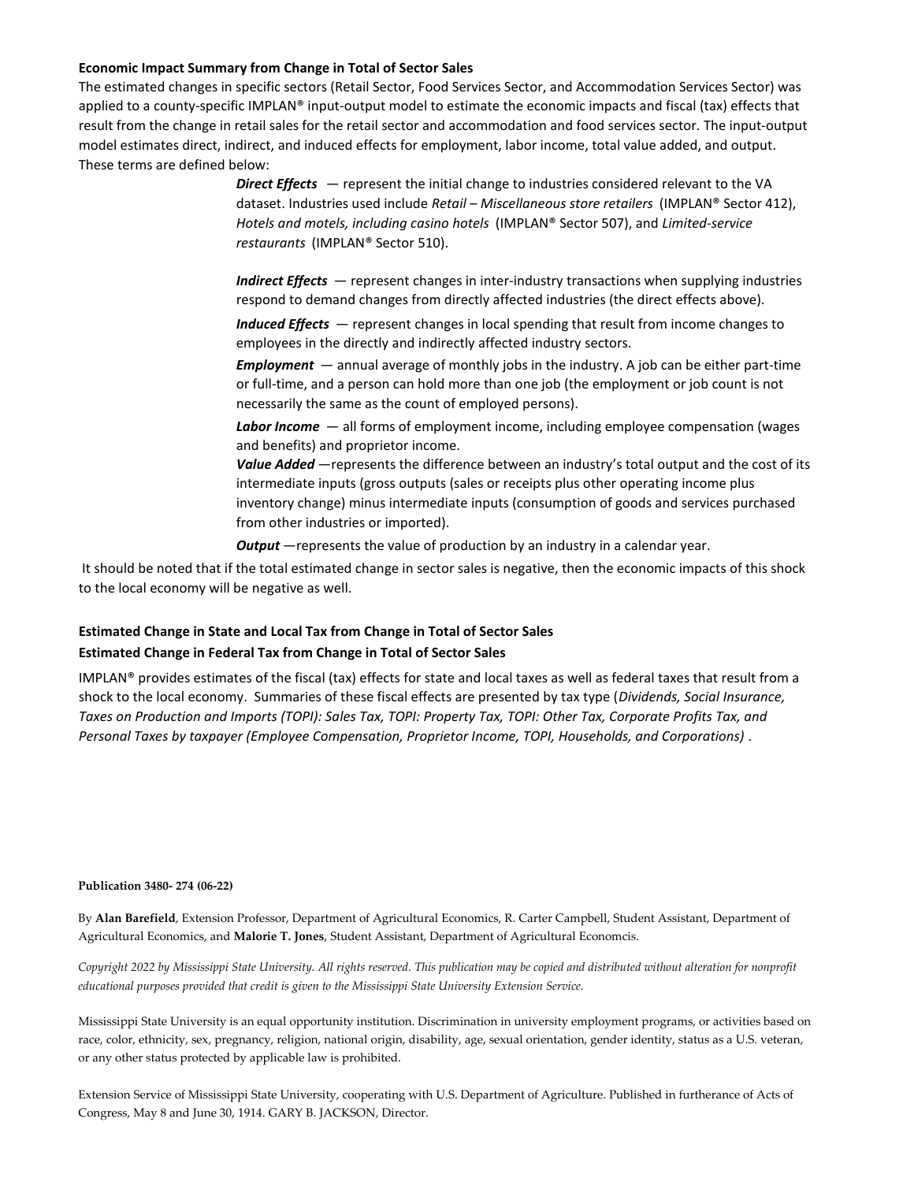**Economic Impact Summary from Change in Total of Sector Sales**

The estimated changes in specific sectors (Retail Sector, Food Services Sector, and Accommodation Services Sector) was applied to a county-specific IMPLAN® input-output model to estimate the economic impacts and fiscal (tax) effects that result from the change in retail sales for the retail sector and accommodation and food services sector. The input-output model estimates direct, indirect, and induced effects for employment, labor income, total value added, and output. These terms are defined below:

***Direct Effects*** — represent the initial change to industries considered relevant to the VA dataset. Industries used include *Retail – Miscellaneous store retailers* (IMPLAN® Sector 412), *Hotels and motels, including casino hotels* (IMPLAN® Sector 507), and *Limited-service restaurants* (IMPLAN® Sector 510).

***Indirect Effects*** — represent changes in inter-industry transactions when supplying industries respond to demand changes from directly affected industries (the direct effects above).

***Induced Effects*** — represent changes in local spending that result from income changes to employees in the directly and indirectly affected industry sectors.

***Employment*** — annual average of monthly jobs in the industry. A job can be either part-time or full-time, and a person can hold more than one job (the employment or job count is not necessarily the same as the count of employed persons).

***Labor Income*** — all forms of employment income, including employee compensation (wages and benefits) and proprietor income.

***Value Added*** —represents the difference between an industry's total output and the cost of its intermediate inputs (gross outputs (sales or receipts plus other operating income plus inventory change) minus intermediate inputs (consumption of goods and services purchased from other industries or imported).

***Output*** —represents the value of production by an industry in a calendar year.

It should be noted that if the total estimated change in sector sales is negative, then the economic impacts of this shock to the local economy will be negative as well.

**Estimated Change in State and Local Tax from Change in Total of Sector Sales**

**Estimated Change in Federal Tax from Change in Total of Sector Sales**

IMPLAN® provides estimates of the fiscal (tax) effects for state and local taxes as well as federal taxes that result from a shock to the local economy. Summaries of these fiscal effects are presented by tax type (*Dividends, Social Insurance, Taxes on Production and Imports (TOPI): Sales Tax, TOPI: Property Tax, TOPI: Other Tax, Corporate Profits Tax, and Personal Taxes by taxpayer (Employee Compensation, Proprietor Income, TOPI, Households, and Corporations)* .

**Publication 3480- 274 (06-22)**

By **Alan Barefield**, Extension Professor, Department of Agricultural Economics, R. Carter Campbell, Student Assistant, Department of Agricultural Economics, and **Malorie T. Jones**, Student Assistant, Department of Agricultural Economcis.

*Copyright 2022 by Mississippi State University. All rights reserved. This publication may be copied and distributed without alteration for nonprofit educational purposes provided that credit is given to the Mississippi State University Extension Service.*

Mississippi State University is an equal opportunity institution. Discrimination in university employment programs, or activities based on race, color, ethnicity, sex, pregnancy, religion, national origin, disability, age, sexual orientation, gender identity, status as a U.S. veteran, or any other status protected by applicable law is prohibited.

Extension Service of Mississippi State University, cooperating with U.S. Department of Agriculture. Published in furtherance of Acts of Congress, May 8 and June 30, 1914. GARY B. JACKSON, Director.